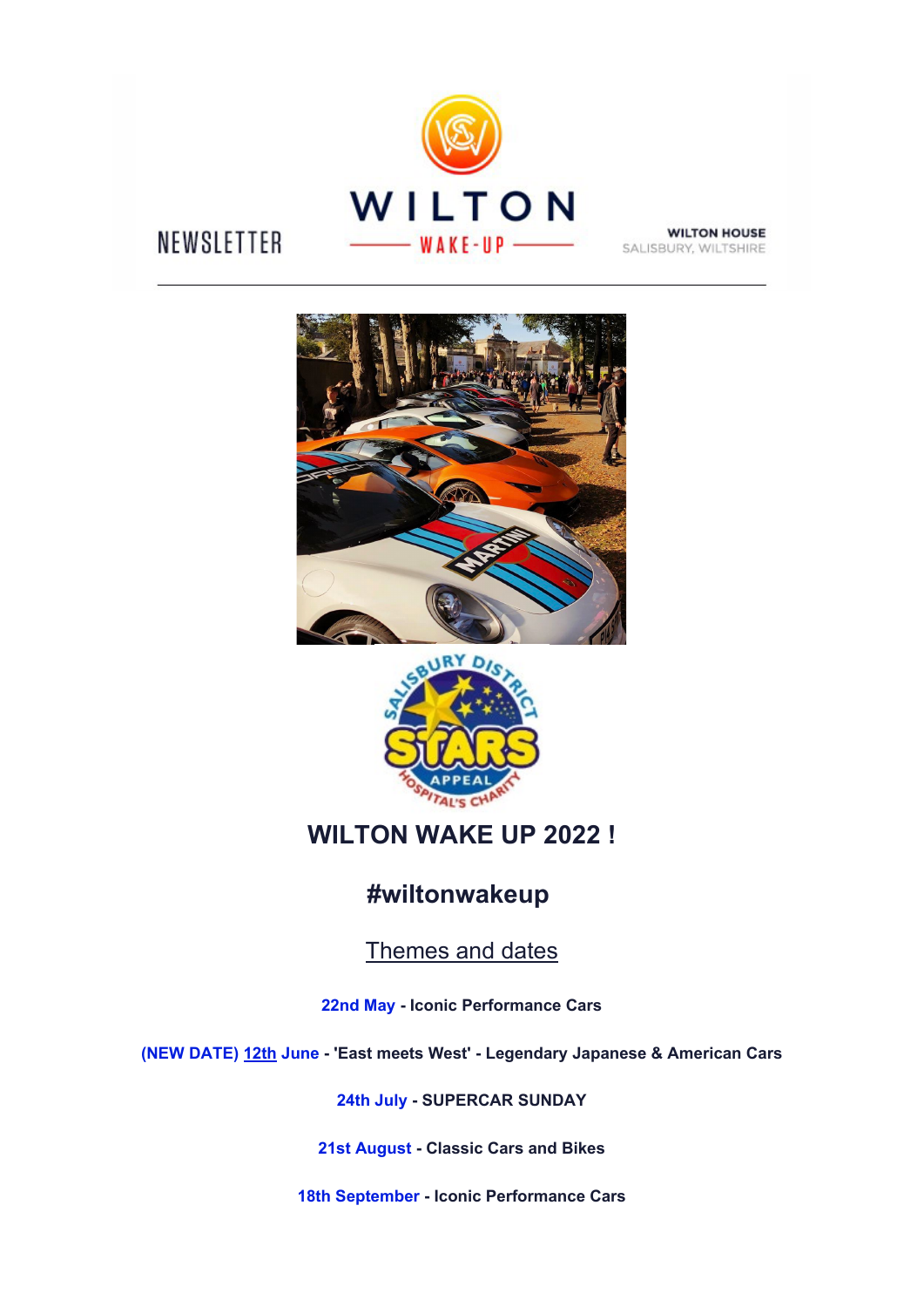NEWSLETTER

WILTON HOUSE
SALISBURY, WILTSHIRE

# WILTON WAKE UP 2022 !

## #wiltonwakeup

### Themes and dates

**22nd May - Iconic Performance Cars**

**(NEW DATE) 12th June - 'East meets West' - Legendary Japanese & American Cars**

**24th July - SUPERCAR SUNDAY**

**21st August - Classic Cars and Bikes**

**18th September - Iconic Performance Cars**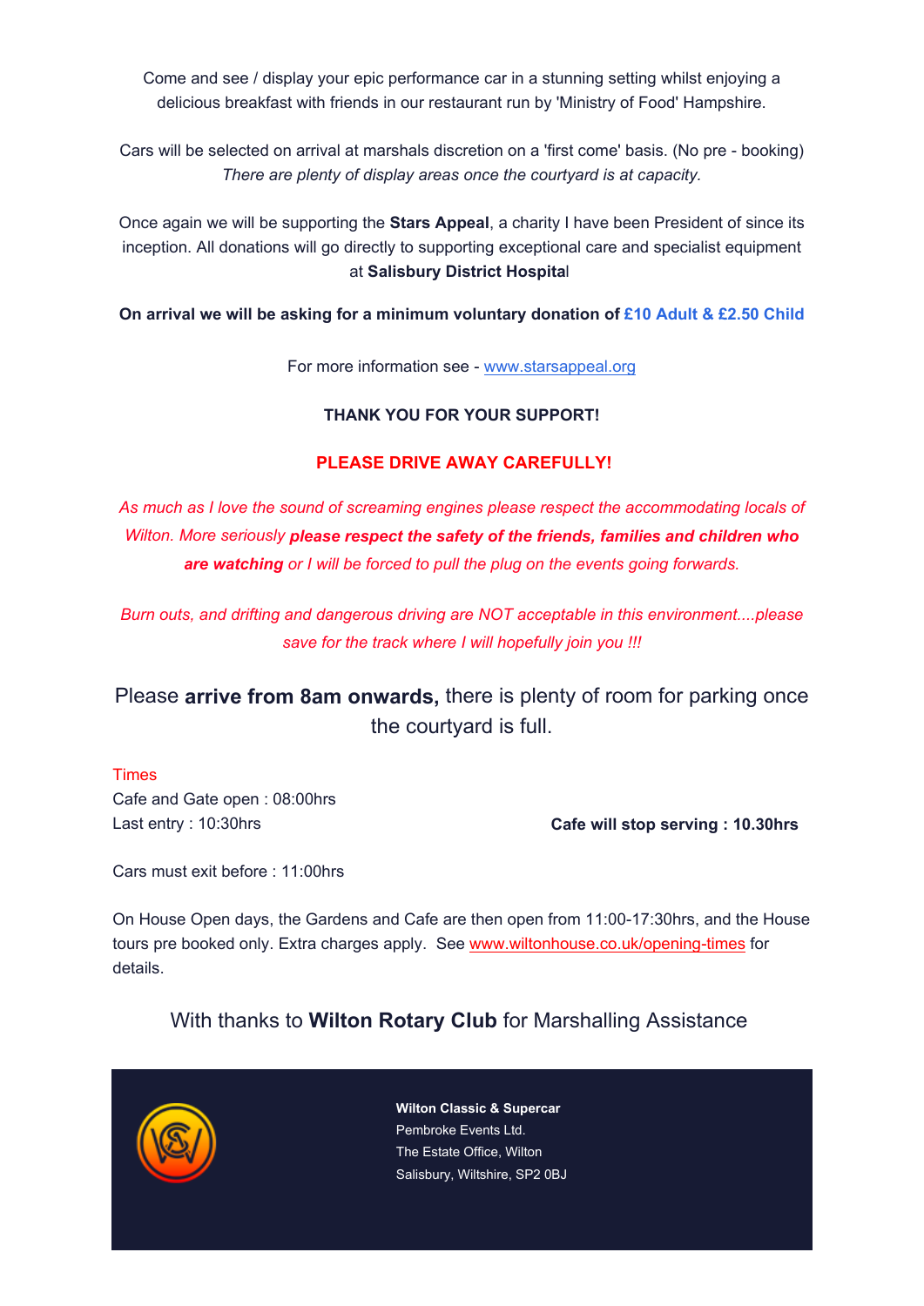Come and see / display your epic performance car in a stunning setting whilst enjoying a delicious breakfast with friends in our restaurant run by 'Ministry of Food' Hampshire.

Cars will be selected on arrival at marshals discretion on a 'first come' basis. (No pre - booking) *There are plenty of display areas once the courtyard is at capacity*.

Once again we will be supporting the **Stars Appeal**, a charity I have been President of since its inception. All donations will go directly to supporting exceptional care and specialist equipment at **Salisbury District Hospital**

**On arrival we will be asking for a minimum voluntary donation of £10 Adult & £2.50 Child**

For more information see - www.starsappeal.org

**THANK YOU FOR YOUR SUPPORT!**

**PLEASE DRIVE AWAY CAREFULLY!**

*As much as I love the sound of screaming engines please respect the accommodating locals of Wilton. More seriously* ***please respect the safety of the friends, families and children who are watching*** *or I will be forced to pull the plug on the events going forwards.*

*Burn outs, and drifting and dangerous driving are NOT acceptable in this environment....please save for the track where I will hopefully join you !!!*

Please **arrive from 8am onwards,** there is plenty of room for parking once the courtyard is full.

Times
Cafe and Gate open : 08:00hrs
Last entry : 10:30hrs

**Cafe will stop serving : 10.30hrs**

Cars must exit before : 11:00hrs

On House Open days, the Gardens and Cafe are then open from 11:00-17:30hrs, and the House tours pre booked only. Extra charges apply. See www.wiltonhouse.co.uk/opening-times for details.

With thanks to **Wilton Rotary Club** for Marshalling Assistance

**Wilton Classic & Supercar**
Pembroke Events Ltd.
The Estate Office, Wilton
Salisbury, Wiltshire, SP2 0BJ